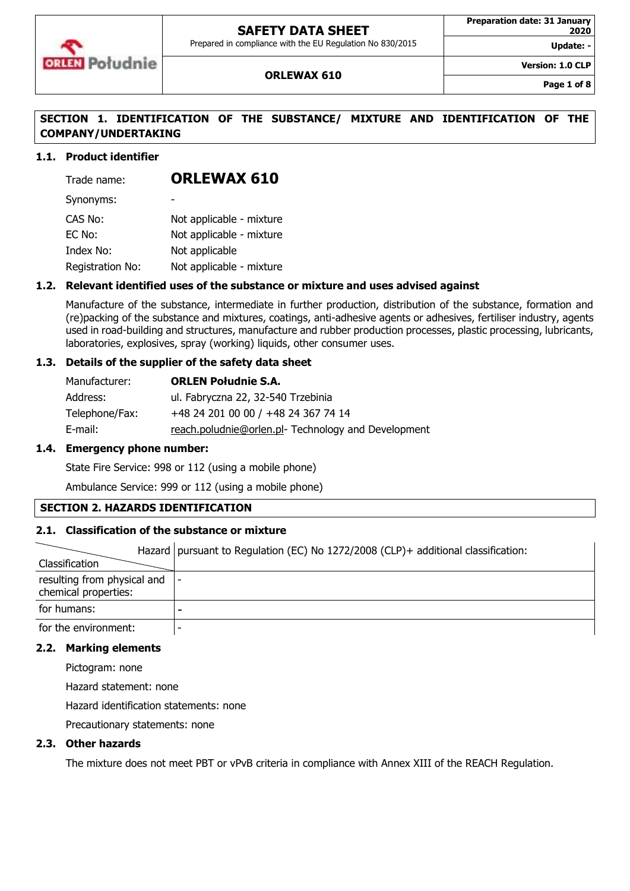## SECTION 1. IDENTIFICATION OF THE SUBSTANCE/ MIXTURE AND IDENTIFICATION OF THE COMPANY/UNDERTAKING

### 1.1. Product identifier

Trade name: **ORLEWAX 610**

Synonyms: -

CAS No: Not applicable - mixture

EC No: Not applicable - mixture

Index No: Not applicable

Registration No: Not applicable - mixture

### 1.2. Relevant identified uses of the substance or mixture and uses advised against

Manufacture of the substance, intermediate in further production, distribution of the substance, formation and (re)packing of the substance and mixtures, coatings, anti-adhesive agents or adhesives, fertiliser industry, agents used in road-building and structures, manufacture and rubber production processes, plastic processing, lubricants, laboratories, explosives, spray (working) liquids, other consumer uses.

### 1.3. Details of the supplier of the safety data sheet

Manufacturer: **ORLEN Południe S.A.**

Address: ul. Fabryczna 22, 32-540 Trzebinia

Telephone/Fax: +48 24 201 00 00 / +48 24 367 74 14

E-mail: reach.poludnie@orlen.pl- Technology and Development

### 1.4. Emergency phone number:

State Fire Service: 998 or 112 (using a mobile phone)

Ambulance Service: 999 or 112 (using a mobile phone)

## SECTION 2. HAZARDS IDENTIFICATION

### 2.1. Classification of the substance or mixture

| Classification / Hazard | pursuant to Regulation (EC) No 1272/2008 (CLP)+ additional classification: |
|---|---|
| resulting from physical and chemical properties: | - |
| for humans: | - |
| for the environment: | - |

### 2.2. Marking elements

Pictogram: none

Hazard statement: none

Hazard identification statements: none

Precautionary statements: none

### 2.3. Other hazards

The mixture does not meet PBT or vPvB criteria in compliance with Annex XIII of the REACH Regulation.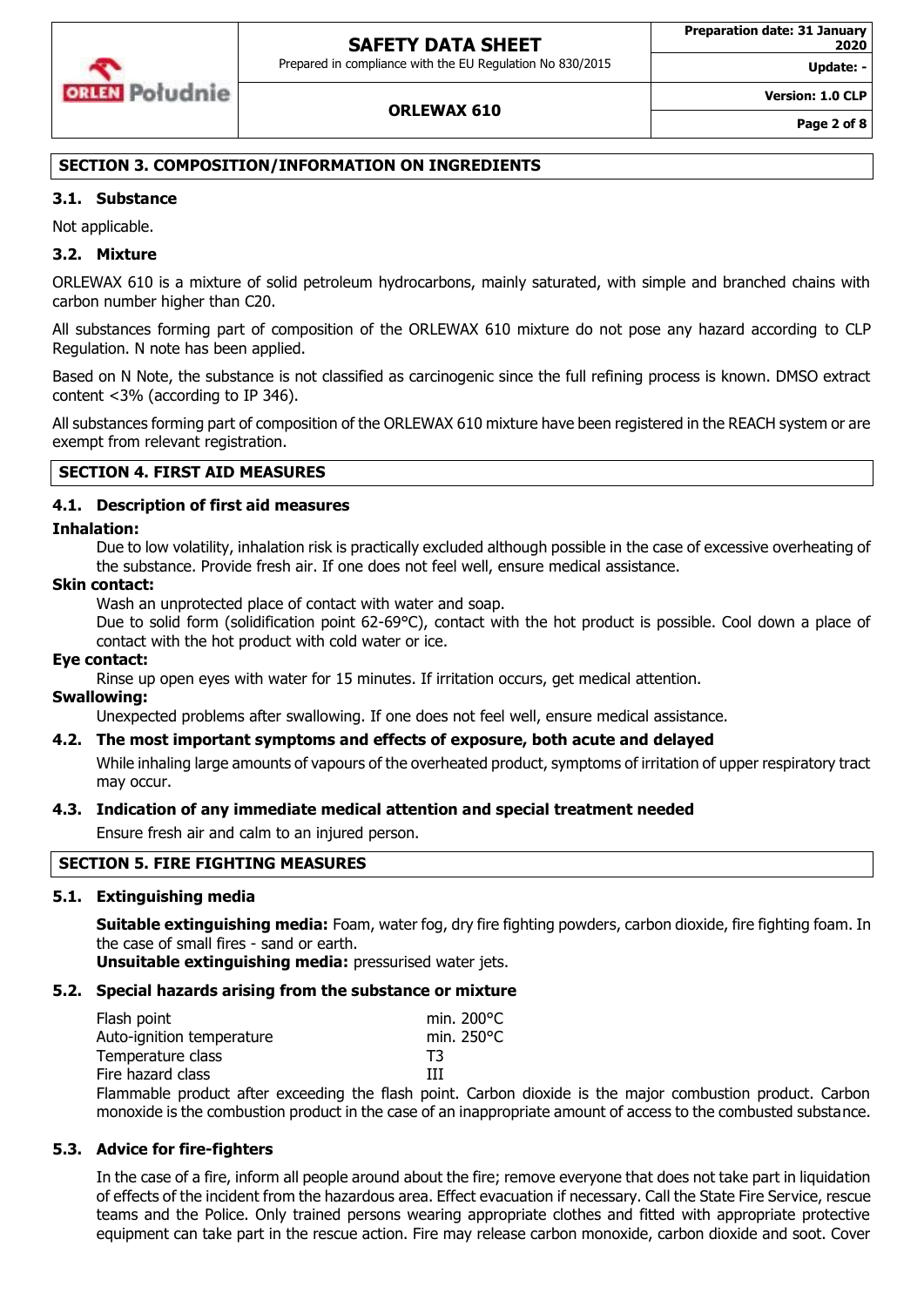## SECTION 3. COMPOSITION/INFORMATION ON INGREDIENTS

### 3.1. Substance

Not applicable.

### 3.2. Mixture

ORLEWAX 610 is a mixture of solid petroleum hydrocarbons, mainly saturated, with simple and branched chains with carbon number higher than C20.

All substances forming part of composition of the ORLEWAX 610 mixture do not pose any hazard according to CLP Regulation. N note has been applied.

Based on N Note, the substance is not classified as carcinogenic since the full refining process is known. DMSO extract content <3% (according to IP 346).

All substances forming part of composition of the ORLEWAX 610 mixture have been registered in the REACH system or are exempt from relevant registration.

## SECTION 4. FIRST AID MEASURES

### 4.1. Description of first aid measures

**Inhalation:**

Due to low volatility, inhalation risk is practically excluded although possible in the case of excessive overheating of the substance. Provide fresh air. If one does not feel well, ensure medical assistance.

**Skin contact:**

Wash an unprotected place of contact with water and soap.

Due to solid form (solidification point 62-69°C), contact with the hot product is possible. Cool down a place of contact with the hot product with cold water or ice.

**Eye contact:**

Rinse up open eyes with water for 15 minutes. If irritation occurs, get medical attention.

**Swallowing:**

Unexpected problems after swallowing. If one does not feel well, ensure medical assistance.

### 4.2. The most important symptoms and effects of exposure, both acute and delayed

While inhaling large amounts of vapours of the overheated product, symptoms of irritation of upper respiratory tract may occur.

### 4.3. Indication of any immediate medical attention and special treatment needed

Ensure fresh air and calm to an injured person.

## SECTION 5. FIRE FIGHTING MEASURES

### 5.1. Extinguishing media

**Suitable extinguishing media:** Foam, water fog, dry fire fighting powders, carbon dioxide, fire fighting foam. In the case of small fires - sand or earth.

**Unsuitable extinguishing media:** pressurised water jets.

### 5.2. Special hazards arising from the substance or mixture

| | |
|---|---|
| Flash point | min. 200°C |
| Auto-ignition temperature | min. 250°C |
| Temperature class | T3 |
| Fire hazard class | III |

Flammable product after exceeding the flash point. Carbon dioxide is the major combustion product. Carbon monoxide is the combustion product in the case of an inappropriate amount of access to the combusted substance.

### 5.3. Advice for fire-fighters

In the case of a fire, inform all people around about the fire; remove everyone that does not take part in liquidation of effects of the incident from the hazardous area. Effect evacuation if necessary. Call the State Fire Service, rescue teams and the Police. Only trained persons wearing appropriate clothes and fitted with appropriate protective equipment can take part in the rescue action. Fire may release carbon monoxide, carbon dioxide and soot. Cover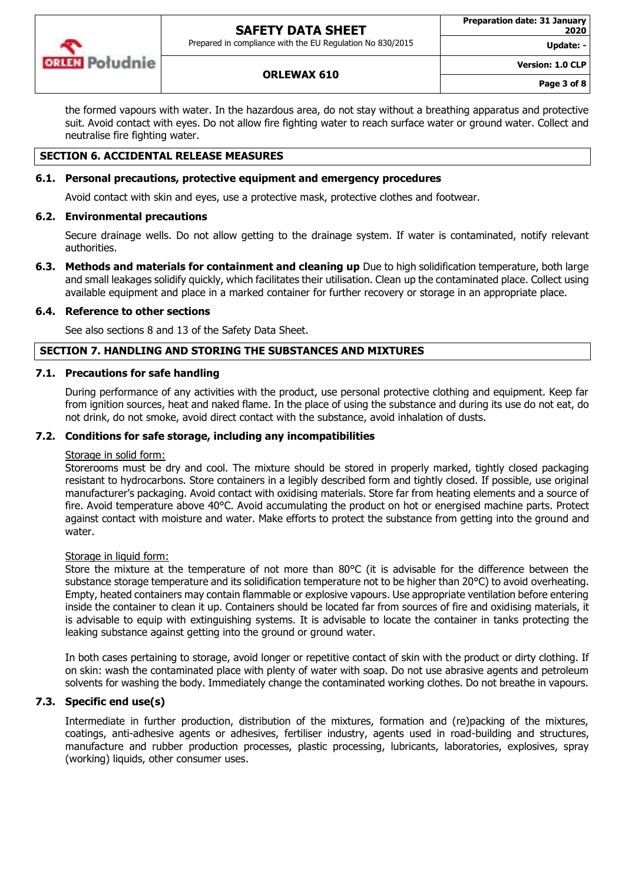the formed vapours with water. In the hazardous area, do not stay without a breathing apparatus and protective suit. Avoid contact with eyes. Do not allow fire fighting water to reach surface water or ground water. Collect and neutralise fire fighting water.

## SECTION 6. ACCIDENTAL RELEASE MEASURES

### 6.1. Personal precautions, protective equipment and emergency procedures

Avoid contact with skin and eyes, use a protective mask, protective clothes and footwear.

### 6.2. Environmental precautions

Secure drainage wells. Do not allow getting to the drainage system. If water is contaminated, notify relevant authorities.

### 6.3. Methods and materials for containment and cleaning up

Due to high solidification temperature, both large and small leakages solidify quickly, which facilitates their utilisation. Clean up the contaminated place. Collect using available equipment and place in a marked container for further recovery or storage in an appropriate place.

### 6.4. Reference to other sections

See also sections 8 and 13 of the Safety Data Sheet.

## SECTION 7. HANDLING AND STORING THE SUBSTANCES AND MIXTURES

### 7.1. Precautions for safe handling

During performance of any activities with the product, use personal protective clothing and equipment. Keep far from ignition sources, heat and naked flame. In the place of using the substance and during its use do not eat, do not drink, do not smoke, avoid direct contact with the substance, avoid inhalation of dusts.

### 7.2. Conditions for safe storage, including any incompatibilities

Storage in solid form:

Storerooms must be dry and cool. The mixture should be stored in properly marked, tightly closed packaging resistant to hydrocarbons. Store containers in a legibly described form and tightly closed. If possible, use original manufacturer's packaging. Avoid contact with oxidising materials. Store far from heating elements and a source of fire. Avoid temperature above 40°C. Avoid accumulating the product on hot or energised machine parts. Protect against contact with moisture and water. Make efforts to protect the substance from getting into the ground and water.

Storage in liquid form:

Store the mixture at the temperature of not more than 80°C (it is advisable for the difference between the substance storage temperature and its solidification temperature not to be higher than 20°C) to avoid overheating. Empty, heated containers may contain flammable or explosive vapours. Use appropriate ventilation before entering inside the container to clean it up. Containers should be located far from sources of fire and oxidising materials, it is advisable to equip with extinguishing systems. It is advisable to locate the container in tanks protecting the leaking substance against getting into the ground or ground water.

In both cases pertaining to storage, avoid longer or repetitive contact of skin with the product or dirty clothing. If on skin: wash the contaminated place with plenty of water with soap. Do not use abrasive agents and petroleum solvents for washing the body. Immediately change the contaminated working clothes. Do not breathe in vapours.

### 7.3. Specific end use(s)

Intermediate in further production, distribution of the mixtures, formation and (re)packing of the mixtures, coatings, anti-adhesive agents or adhesives, fertiliser industry, agents used in road-building and structures, manufacture and rubber production processes, plastic processing, lubricants, laboratories, explosives, spray (working) liquids, other consumer uses.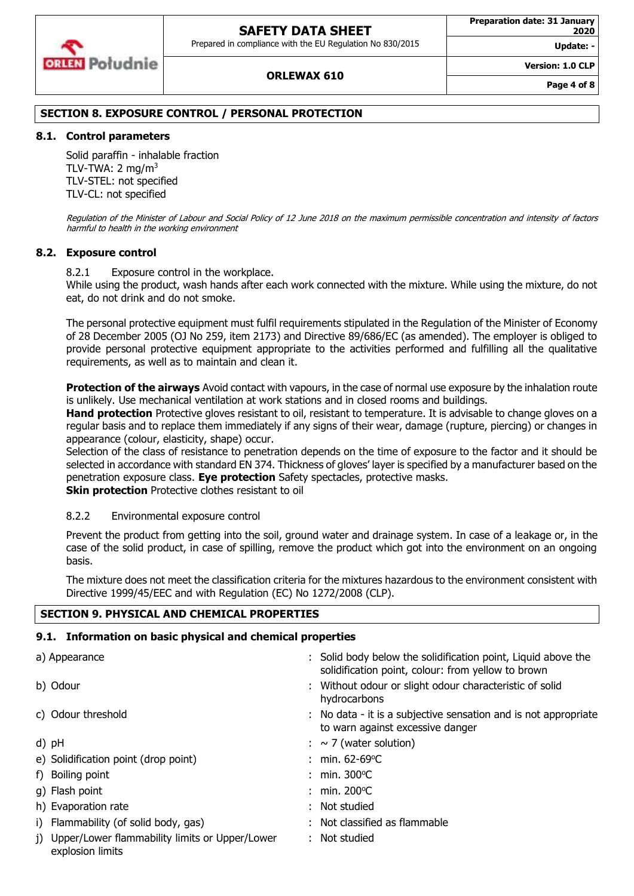## SECTION 8. EXPOSURE CONTROL / PERSONAL PROTECTION

### 8.1. Control parameters

Solid paraffin - inhalable fraction
TLV-TWA: 2 mg/m$^3$
TLV-STEL: not specified
TLV-CL: not specified

*Regulation of the Minister of Labour and Social Policy of 12 June 2018 on the maximum permissible concentration and intensity of factors harmful to health in the working environment*

### 8.2. Exposure control

8.2.1 Exposure control in the workplace.

While using the product, wash hands after each work connected with the mixture. While using the mixture, do not eat, do not drink and do not smoke.

The personal protective equipment must fulfil requirements stipulated in the Regulation of the Minister of Economy of 28 December 2005 (OJ No 259, item 2173) and Directive 89/686/EC (as amended). The employer is obliged to provide personal protective equipment appropriate to the activities performed and fulfilling all the qualitative requirements, as well as to maintain and clean it.

**Protection of the airways** Avoid contact with vapours, in the case of normal use exposure by the inhalation route is unlikely. Use mechanical ventilation at work stations and in closed rooms and buildings.
**Hand protection** Protective gloves resistant to oil, resistant to temperature. It is advisable to change gloves on a regular basis and to replace them immediately if any signs of their wear, damage (rupture, piercing) or changes in appearance (colour, elasticity, shape) occur.
Selection of the class of resistance to penetration depends on the time of exposure to the factor and it should be selected in accordance with standard EN 374. Thickness of gloves' layer is specified by a manufacturer based on the penetration exposure class. **Eye protection** Safety spectacles, protective masks.
**Skin protection** Protective clothes resistant to oil

8.2.2 Environmental exposure control

Prevent the product from getting into the soil, ground water and drainage system. In case of a leakage or, in the case of the solid product, in case of spilling, remove the product which got into the environment on an ongoing basis.

The mixture does not meet the classification criteria for the mixtures hazardous to the environment consistent with Directive 1999/45/EEC and with Regulation (EC) No 1272/2008 (CLP).

## SECTION 9. PHYSICAL AND CHEMICAL PROPERTIES

### 9.1. Information on basic physical and chemical properties

| | |
|---|---|
| a) Appearance | : Solid body below the solidification point, Liquid above the solidification point, colour: from yellow to brown |
| b) Odour | : Without odour or slight odour characteristic of solid hydrocarbons |
| c) Odour threshold | : No data - it is a subjective sensation and is not appropriate to warn against excessive danger |
| d) pH | : ~ 7 (water solution) |
| e) Solidification point (drop point) | : min. 62-69°C |
| f) Boiling point | : min. 300°C |
| g) Flash point | : min. 200°C |
| h) Evaporation rate | : Not studied |
| i) Flammability (of solid body, gas) | : Not classified as flammable |
| j) Upper/Lower flammability limits or Upper/Lower explosion limits | : Not studied |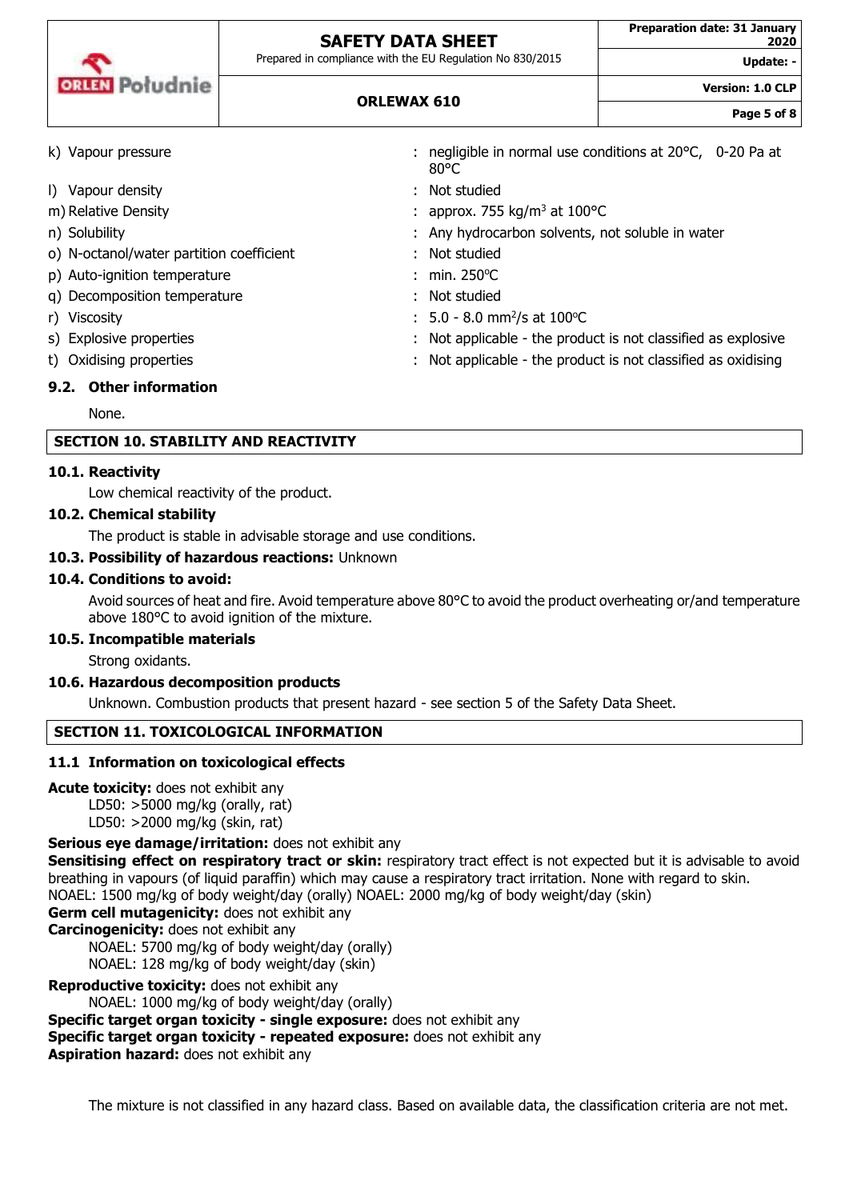k) Vapour pressure : negligible in normal use conditions at 20°C, 0-20 Pa at 80°C

l) Vapour density : Not studied

m) Relative Density : approx. 755 kg/m$^3$ at 100°C

n) Solubility : Any hydrocarbon solvents, not soluble in water

o) N-octanol/water partition coefficient : Not studied

p) Auto-ignition temperature : min. 250°C

q) Decomposition temperature : Not studied

r) Viscosity : 5.0 - 8.0 mm$^2$/s at 100°C

s) Explosive properties : Not applicable - the product is not classified as explosive

t) Oxidising properties : Not applicable - the product is not classified as oxidising

### 9.2. Other information

None.

## SECTION 10. STABILITY AND REACTIVITY

### 10.1. Reactivity

Low chemical reactivity of the product.

### 10.2. Chemical stability

The product is stable in advisable storage and use conditions.

### 10.3. Possibility of hazardous reactions: Unknown

### 10.4. Conditions to avoid:

Avoid sources of heat and fire. Avoid temperature above 80°C to avoid the product overheating or/and temperature above 180°C to avoid ignition of the mixture.

### 10.5. Incompatible materials

Strong oxidants.

### 10.6. Hazardous decomposition products

Unknown. Combustion products that present hazard - see section 5 of the Safety Data Sheet.

## SECTION 11. TOXICOLOGICAL INFORMATION

### 11.1 Information on toxicological effects

**Acute toxicity:** does not exhibit any

LD50: >5000 mg/kg (orally, rat)
LD50: >2000 mg/kg (skin, rat)

**Serious eye damage/irritation:** does not exhibit any

**Sensitising effect on respiratory tract or skin:** respiratory tract effect is not expected but it is advisable to avoid breathing in vapours (of liquid paraffin) which may cause a respiratory tract irritation. None with regard to skin.
NOAEL: 1500 mg/kg of body weight/day (orally) NOAEL: 2000 mg/kg of body weight/day (skin)

**Germ cell mutagenicity:** does not exhibit any

**Carcinogenicity:** does not exhibit any

NOAEL: 5700 mg/kg of body weight/day (orally)
NOAEL: 128 mg/kg of body weight/day (skin)

**Reproductive toxicity:** does not exhibit any

NOAEL: 1000 mg/kg of body weight/day (orally)

**Specific target organ toxicity - single exposure:** does not exhibit any

**Specific target organ toxicity - repeated exposure:** does not exhibit any

**Aspiration hazard:** does not exhibit any

The mixture is not classified in any hazard class. Based on available data, the classification criteria are not met.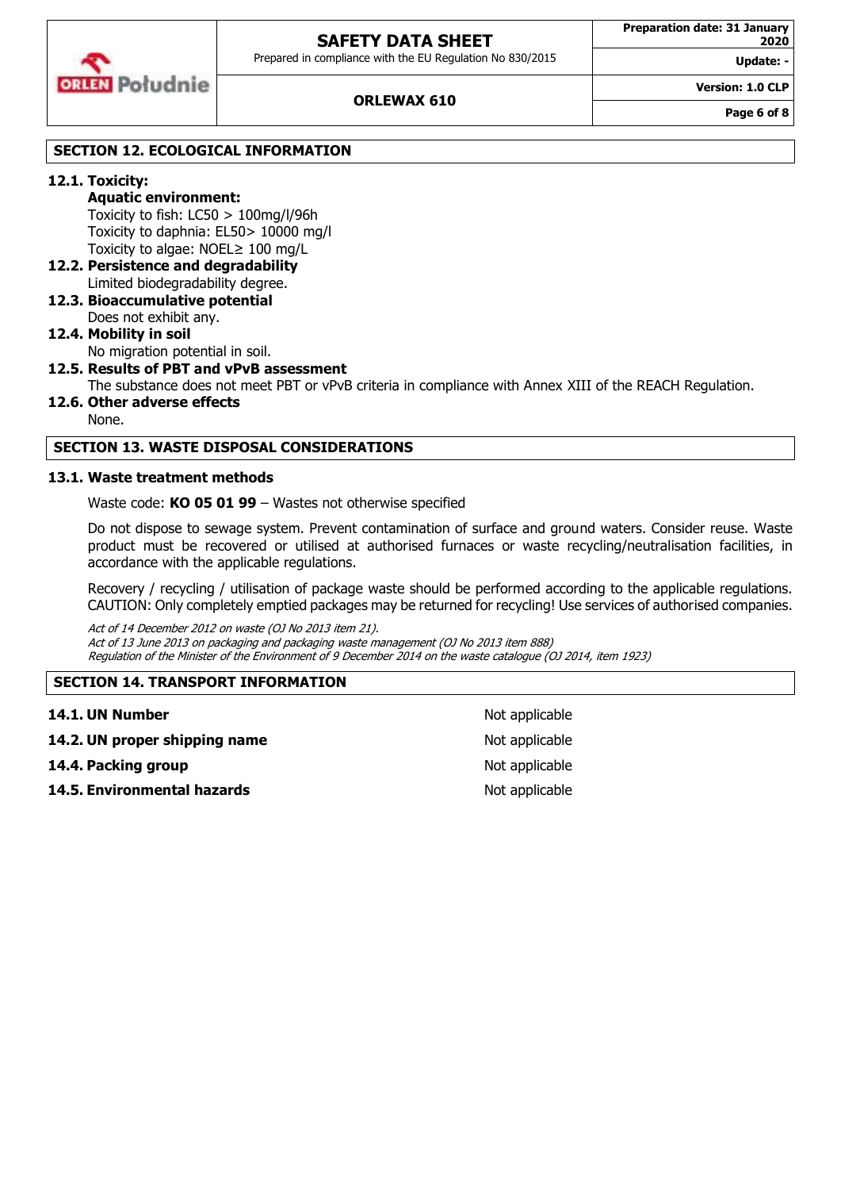## SECTION 12. ECOLOGICAL INFORMATION

### 12.1. Toxicity:

**Aquatic environment:**

Toxicity to fish: LC50 > 100mg/l/96h
Toxicity to daphnia: EL50> 10000 mg/l
Toxicity to algae: NOEL≥ 100 mg/L

### 12.2. Persistence and degradability

Limited biodegradability degree.

### 12.3. Bioaccumulative potential

Does not exhibit any.

### 12.4. Mobility in soil

No migration potential in soil.

### 12.5. Results of PBT and vPvB assessment

The substance does not meet PBT or vPvB criteria in compliance with Annex XIII of the REACH Regulation.

### 12.6. Other adverse effects

None.

## SECTION 13. WASTE DISPOSAL CONSIDERATIONS

### 13.1. Waste treatment methods

Waste code: **KO 05 01 99** – Wastes not otherwise specified

Do not dispose to sewage system. Prevent contamination of surface and ground waters. Consider reuse. Waste product must be recovered or utilised at authorised furnaces or waste recycling/neutralisation facilities, in accordance with the applicable regulations.

Recovery / recycling / utilisation of package waste should be performed according to the applicable regulations. CAUTION: Only completely emptied packages may be returned for recycling! Use services of authorised companies.

*Act of 14 December 2012 on waste (OJ No 2013 item 21).*
*Act of 13 June 2013 on packaging and packaging waste management (OJ No 2013 item 888)*
*Regulation of the Minister of the Environment of 9 December 2014 on the waste catalogue (OJ 2014, item 1923)*

## SECTION 14. TRANSPORT INFORMATION

| | |
|---|---|
| **14.1. UN Number** | Not applicable |
| **14.2. UN proper shipping name** | Not applicable |
| **14.4. Packing group** | Not applicable |
| **14.5. Environmental hazards** | Not applicable |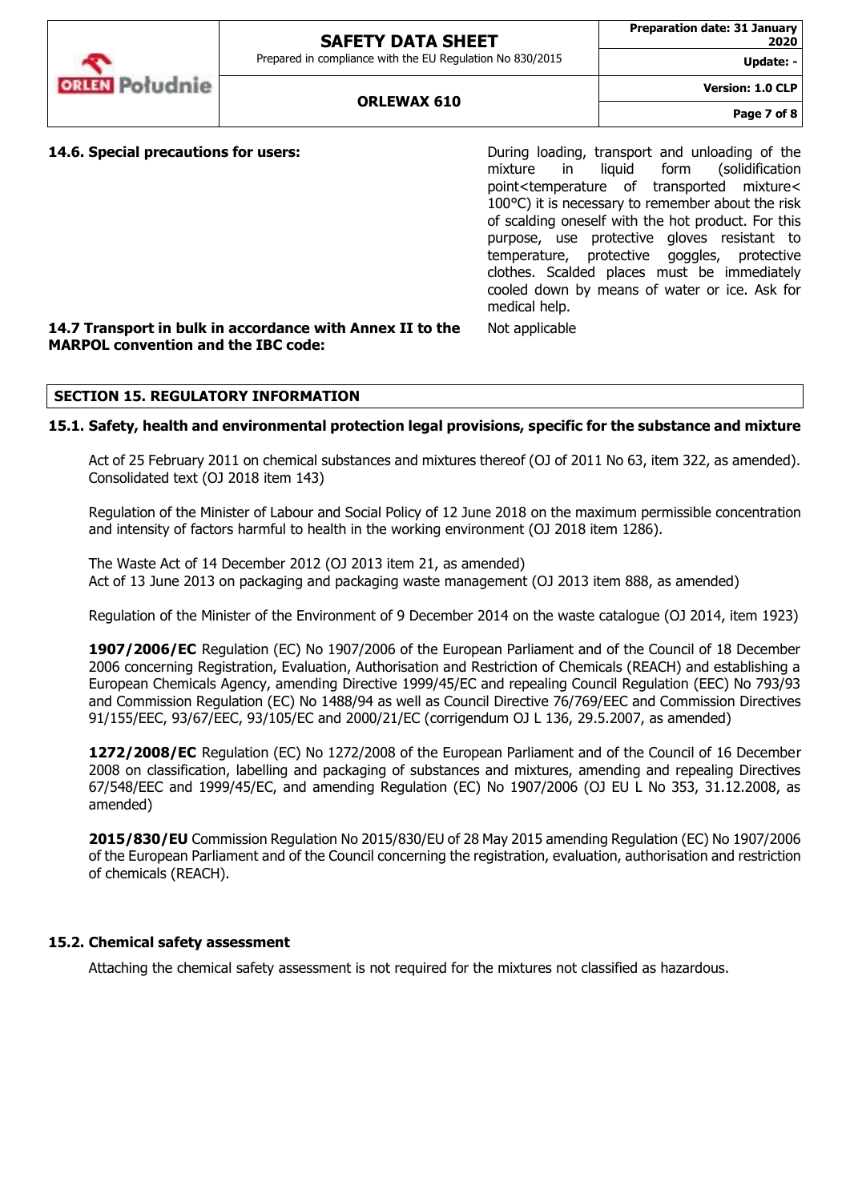**14.6. Special precautions for users:**

During loading, transport and unloading of the mixture in liquid form (solidification point<temperature of transported mixture< 100°C) it is necessary to remember about the risk of scalding oneself with the hot product. For this purpose, use protective gloves resistant to temperature, protective goggles, protective clothes. Scalded places must be immediately cooled down by means of water or ice. Ask for medical help.

**14.7 Transport in bulk in accordance with Annex II to the MARPOL convention and the IBC code:**

Not applicable

## SECTION 15. REGULATORY INFORMATION

### 15.1. Safety, health and environmental protection legal provisions, specific for the substance and mixture

Act of 25 February 2011 on chemical substances and mixtures thereof (OJ of 2011 No 63, item 322, as amended). Consolidated text (OJ 2018 item 143)

Regulation of the Minister of Labour and Social Policy of 12 June 2018 on the maximum permissible concentration and intensity of factors harmful to health in the working environment (OJ 2018 item 1286).

The Waste Act of 14 December 2012 (OJ 2013 item 21, as amended)
Act of 13 June 2013 on packaging and packaging waste management (OJ 2013 item 888, as amended)

Regulation of the Minister of the Environment of 9 December 2014 on the waste catalogue (OJ 2014, item 1923)

**1907/2006/EC** Regulation (EC) No 1907/2006 of the European Parliament and of the Council of 18 December 2006 concerning Registration, Evaluation, Authorisation and Restriction of Chemicals (REACH) and establishing a European Chemicals Agency, amending Directive 1999/45/EC and repealing Council Regulation (EEC) No 793/93 and Commission Regulation (EC) No 1488/94 as well as Council Directive 76/769/EEC and Commission Directives 91/155/EEC, 93/67/EEC, 93/105/EC and 2000/21/EC (corrigendum OJ L 136, 29.5.2007, as amended)

**1272/2008/EC** Regulation (EC) No 1272/2008 of the European Parliament and of the Council of 16 December 2008 on classification, labelling and packaging of substances and mixtures, amending and repealing Directives 67/548/EEC and 1999/45/EC, and amending Regulation (EC) No 1907/2006 (OJ EU L No 353, 31.12.2008, as amended)

**2015/830/EU** Commission Regulation No 2015/830/EU of 28 May 2015 amending Regulation (EC) No 1907/2006 of the European Parliament and of the Council concerning the registration, evaluation, authorisation and restriction of chemicals (REACH).

### 15.2. Chemical safety assessment

Attaching the chemical safety assessment is not required for the mixtures not classified as hazardous.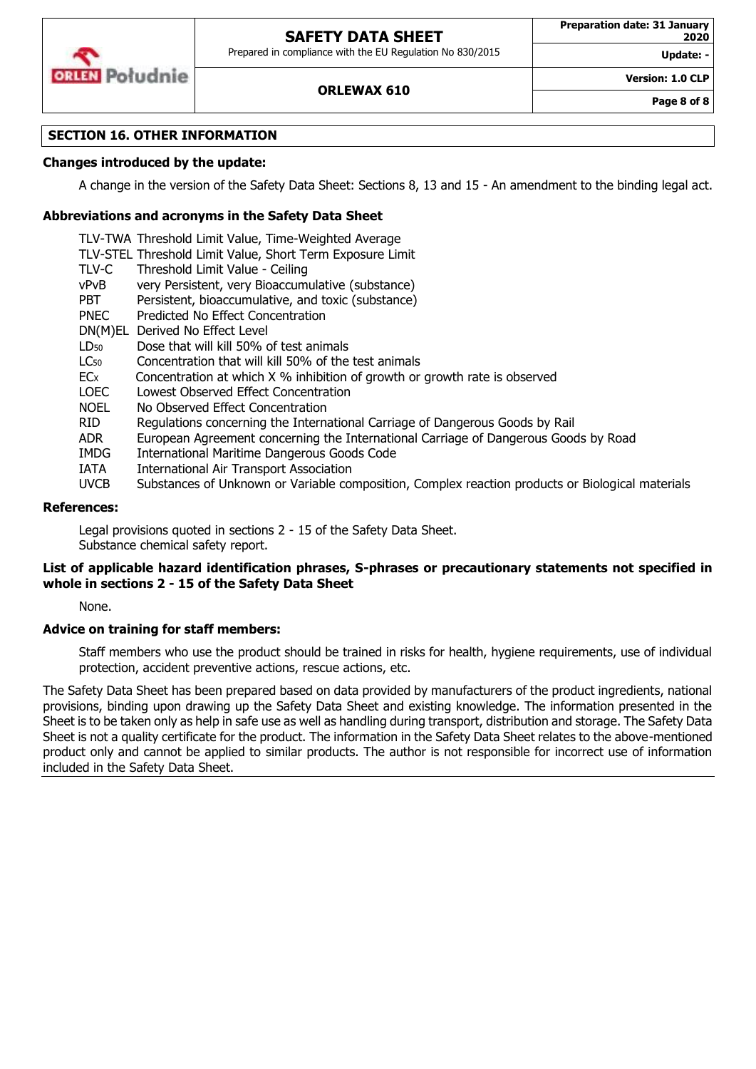## SECTION 16. OTHER INFORMATION

**Changes introduced by the update:**

A change in the version of the Safety Data Sheet: Sections 8, 13 and 15 - An amendment to the binding legal act.

**Abbreviations and acronyms in the Safety Data Sheet**

| | |
|---|---|
| TLV-TWA | Threshold Limit Value, Time-Weighted Average |
| TLV-STEL | Threshold Limit Value, Short Term Exposure Limit |
| TLV-C | Threshold Limit Value - Ceiling |
| vPvB | very Persistent, very Bioaccumulative (substance) |
| PBT | Persistent, bioaccumulative, and toxic (substance) |
| PNEC | Predicted No Effect Concentration |
| DN(M)EL | Derived No Effect Level |
| $LD_{50}$ | Dose that will kill 50% of test animals |
| $LC_{50}$ | Concentration that will kill 50% of the test animals |
| $EC_{X}$ | Concentration at which X % inhibition of growth or growth rate is observed |
| LOEC | Lowest Observed Effect Concentration |
| NOEL | No Observed Effect Concentration |
| RID | Regulations concerning the International Carriage of Dangerous Goods by Rail |
| ADR | European Agreement concerning the International Carriage of Dangerous Goods by Road |
| IMDG | International Maritime Dangerous Goods Code |
| IATA | International Air Transport Association |
| UVCB | Substances of Unknown or Variable composition, Complex reaction products or Biological materials |

**References:**

Legal provisions quoted in sections 2 - 15 of the Safety Data Sheet.
Substance chemical safety report.

**List of applicable hazard identification phrases, S-phrases or precautionary statements not specified in whole in sections 2 - 15 of the Safety Data Sheet**

None.

**Advice on training for staff members:**

Staff members who use the product should be trained in risks for health, hygiene requirements, use of individual protection, accident preventive actions, rescue actions, etc.

The Safety Data Sheet has been prepared based on data provided by manufacturers of the product ingredients, national provisions, binding upon drawing up the Safety Data Sheet and existing knowledge. The information presented in the Sheet is to be taken only as help in safe use as well as handling during transport, distribution and storage. The Safety Data Sheet is not a quality certificate for the product. The information in the Safety Data Sheet relates to the above-mentioned product only and cannot be applied to similar products. The author is not responsible for incorrect use of information included in the Safety Data Sheet.